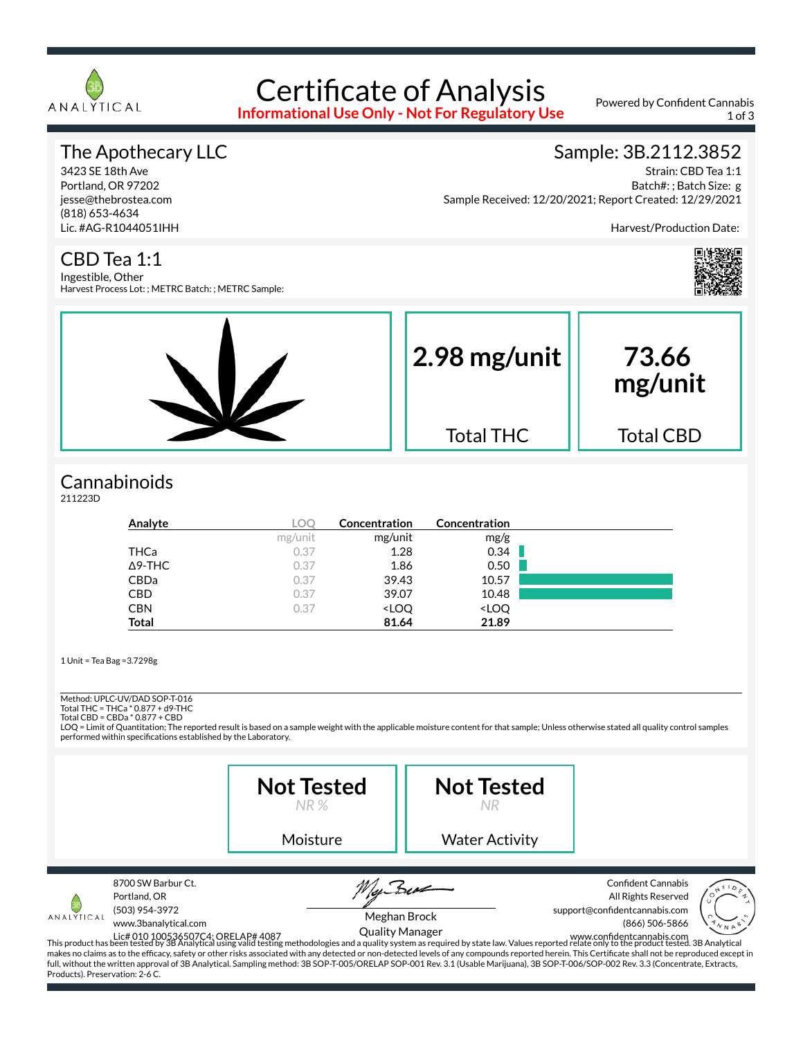# Certificate of Analysis

**Informational Use Only - Not For Regulatory Use**

Powered by Confident Cannabis

## The Apothecary LLC

3423 SE 18th Ave
Portland, OR 97202
jesse@thebrostea.com
(818) 653-4634
Lic. #AG-R1044051IHH

## Sample: 3B.2112.3852

Strain: CBD Tea 1:1
Batch#: ; Batch Size: g
Sample Received: 12/20/2021; Report Created: 12/29/2021

Harvest/Production Date:

## CBD Tea 1:1

Ingestible, Other
Harvest Process Lot: ; METRC Batch: ; METRC Sample:

**2.98 mg/unit** Total THC

**73.66 mg/unit** Total CBD

## Cannabinoids

211223D

| Analyte | LOQ | Concentration | Concentration |
|---|---|---|---|
| | mg/unit | mg/unit | mg/g |
| THCa | 0.37 | 1.28 | 0.34 |
| Δ9-THC | 0.37 | 1.86 | 0.50 |
| CBDa | 0.37 | 39.43 | 10.57 |
| CBD | 0.37 | 39.07 | 10.48 |
| CBN | 0.37 | <LOQ | <LOQ |
| **Total** | | **81.64** | **21.89** |

1 Unit = Tea Bag =3.7298g

Method: UPLC-UV/DAD SOP-T-016
Total THC = THCa * 0.877 + d9-THC
Total CBD = CBDa * 0.877 + CBD
LOQ = Limit of Quantitation; The reported result is based on a sample weight with the applicable moisture content for that sample; Unless otherwise stated all quality control samples performed within specifications established by the Laboratory.

**Not Tested** *NR %* Moisture

**Not Tested** *NR* Water Activity

8700 SW Barbur Ct.
Portland, OR
(503) 954-3972
www.3banalytical.com
Lic# 010 100536507C4; ORELAP# 4087

Meghan Brock
Quality Manager

Confident Cannabis
All Rights Reserved
support@confidentcannabis.com
(866) 506-5866
www.confidentcannabis.com

This product has been tested by 3B Analytical using valid testing methodologies and a quality system as required by state law. Values reported relate only to the product tested. 3B Analytical makes no claims as to the efficacy, safety or other risks associated with any detected or non-detected levels of any compounds reported herein. This Certificate shall not be reproduced except in full, without the written approval of 3B Analytical. Sampling method: 3B SOP-T-005/ORELAP SOP-001 Rev. 3.1 (Usable Marijuana), 3B SOP-T-006/SOP-002 Rev. 3.3 (Concentrate, Extracts, Products). Preservation: 2-6 C.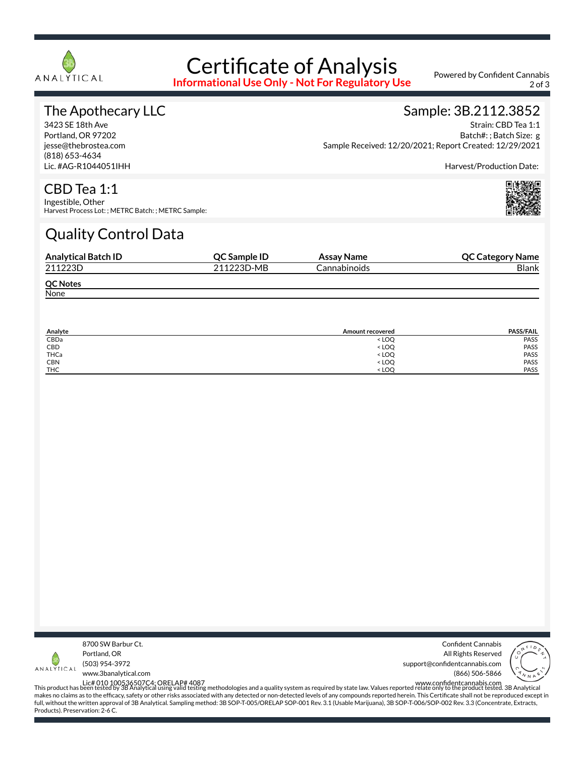# Certificate of Analysis

**Informational Use Only - Not For Regulatory Use**

Powered by Confident Cannabis

## The Apothecary LLC

3423 SE 18th Ave
Portland, OR 97202
jesse@thebrostea.com
(818) 653-4634
Lic. #AG-R1044051IHH

## Sample: 3B.2112.3852

Strain: CBD Tea 1:1
Batch#: ; Batch Size: g
Sample Received: 12/20/2021; Report Created: 12/29/2021

Harvest/Production Date:

## CBD Tea 1:1

Ingestible, Other
Harvest Process Lot: ; METRC Batch: ; METRC Sample:

## Quality Control Data

| Analytical Batch ID | QC Sample ID | Assay Name | QC Category Name |
|---|---|---|---|
| 211223D | 211223D-MB | Cannabinoids | Blank |

**QC Notes**

None

| Analyte | Amount recovered | PASS/FAIL |
|---|---|---|
| CBDa | < LOQ | PASS |
| CBD | < LOQ | PASS |
| THCa | < LOQ | PASS |
| CBN | < LOQ | PASS |
| THC | < LOQ | PASS |

8700 SW Barbur Ct.
Portland, OR
(503) 954-3972
www.3banalytical.com
Lic# 010 100536507C4; ORELAP# 4087

Confident Cannabis
All Rights Reserved
support@confidentcannabis.com
(866) 506-5866
www.confidentcannabis.com

This product has been tested by 3B Analytical using valid testing methodologies and a quality system as required by state law. Values reported relate only to the product tested. 3B Analytical makes no claims as to the efficacy, safety or other risks associated with any detected or non-detected levels of any compounds reported herein. This Certificate shall not be reproduced except in full, without the written approval of 3B Analytical. Sampling method: 3B SOP-T-005/ORELAP SOP-001 Rev. 3.1 (Usable Marijuana), 3B SOP-T-006/SOP-002 Rev. 3.3 (Concentrate, Extracts, Products). Preservation: 2-6 C.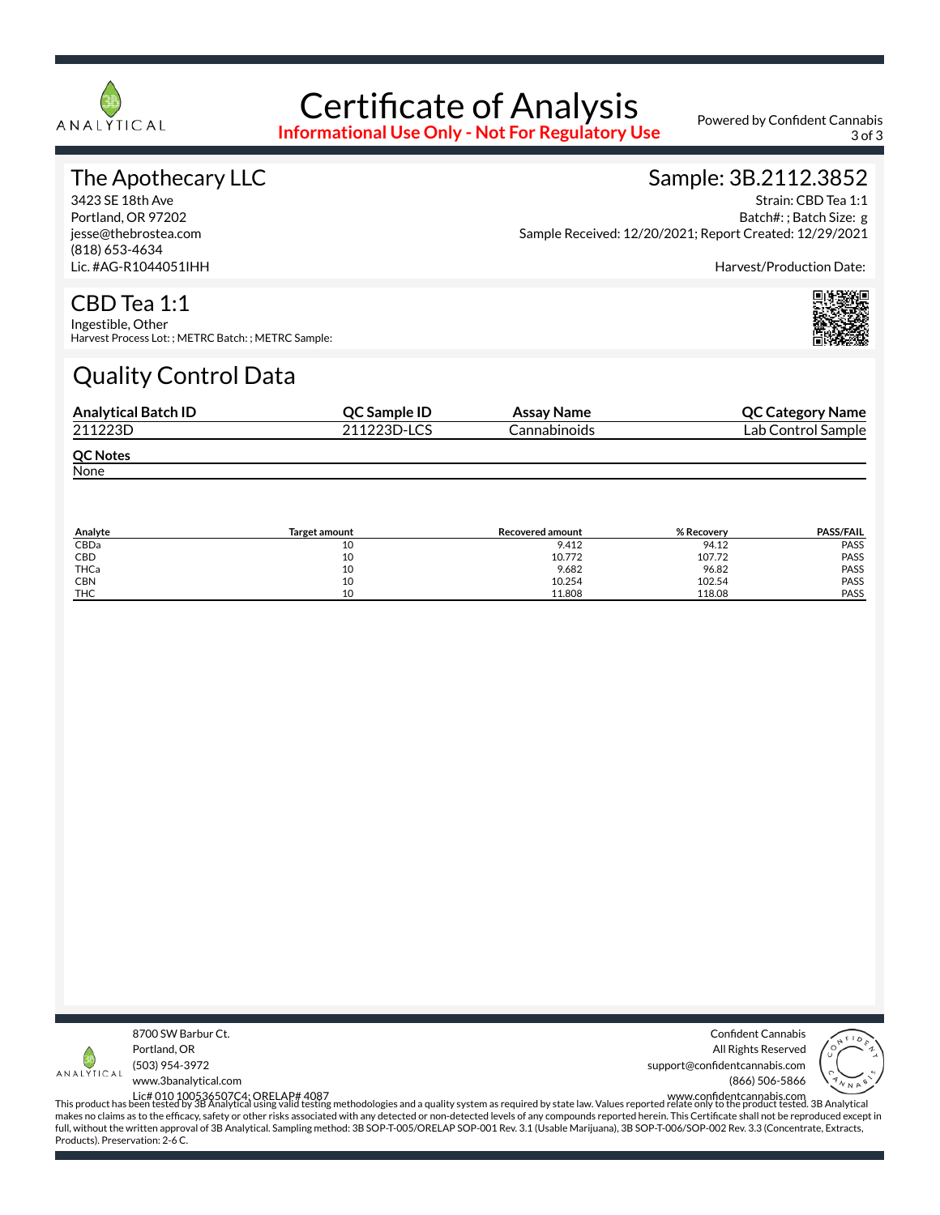# Certificate of Analysis

**Informational Use Only - Not For Regulatory Use**

Powered by Confident Cannabis

## The Apothecary LLC

3423 SE 18th Ave
Portland, OR 97202
jesse@thebrostea.com
(818) 653-4634
Lic. #AG-R1044051IHH

## Sample: 3B.2112.3852

Strain: CBD Tea 1:1
Batch#: ; Batch Size: g
Sample Received: 12/20/2021; Report Created: 12/29/2021

Harvest/Production Date:

## CBD Tea 1:1

Ingestible, Other
Harvest Process Lot: ; METRC Batch: ; METRC Sample:

# Quality Control Data

| Analytical Batch ID | QC Sample ID | Assay Name | QC Category Name |
|---|---|---|---|
| 211223D | 211223D-LCS | Cannabinoids | Lab Control Sample |

**QC Notes**

None

| Analyte | Target amount | Recovered amount | % Recovery | PASS/FAIL |
|---|---|---|---|---|
| CBDa | 10 | 9.412 | 94.12 | PASS |
| CBD | 10 | 10.772 | 107.72 | PASS |
| THCa | 10 | 9.682 | 96.82 | PASS |
| CBN | 10 | 10.254 | 102.54 | PASS |
| THC | 10 | 11.808 | 118.08 | PASS |

8700 SW Barbur Ct.
Portland, OR
(503) 954-3972
www.3banalytical.com
Lic# 010 100536507C4; ORELAP# 4087

Confident Cannabis
All Rights Reserved
support@confidentcannabis.com
(866) 506-5866
www.confidentcannabis.com

This product has been tested by 3B Analytical using valid testing methodologies and a quality system as required by state law. Values reported relate only to the product tested. 3B Analytical makes no claims as to the efficacy, safety or other risks associated with any detected or non-detected levels of any compounds reported herein. This Certificate shall not be reproduced except in full, without the written approval of 3B Analytical. Sampling method: 3B SOP-T-005/ORELAP SOP-001 Rev. 3.1 (Usable Marijuana), 3B SOP-T-006/SOP-002 Rev. 3.3 (Concentrate, Extracts, Products). Preservation: 2-6 C.